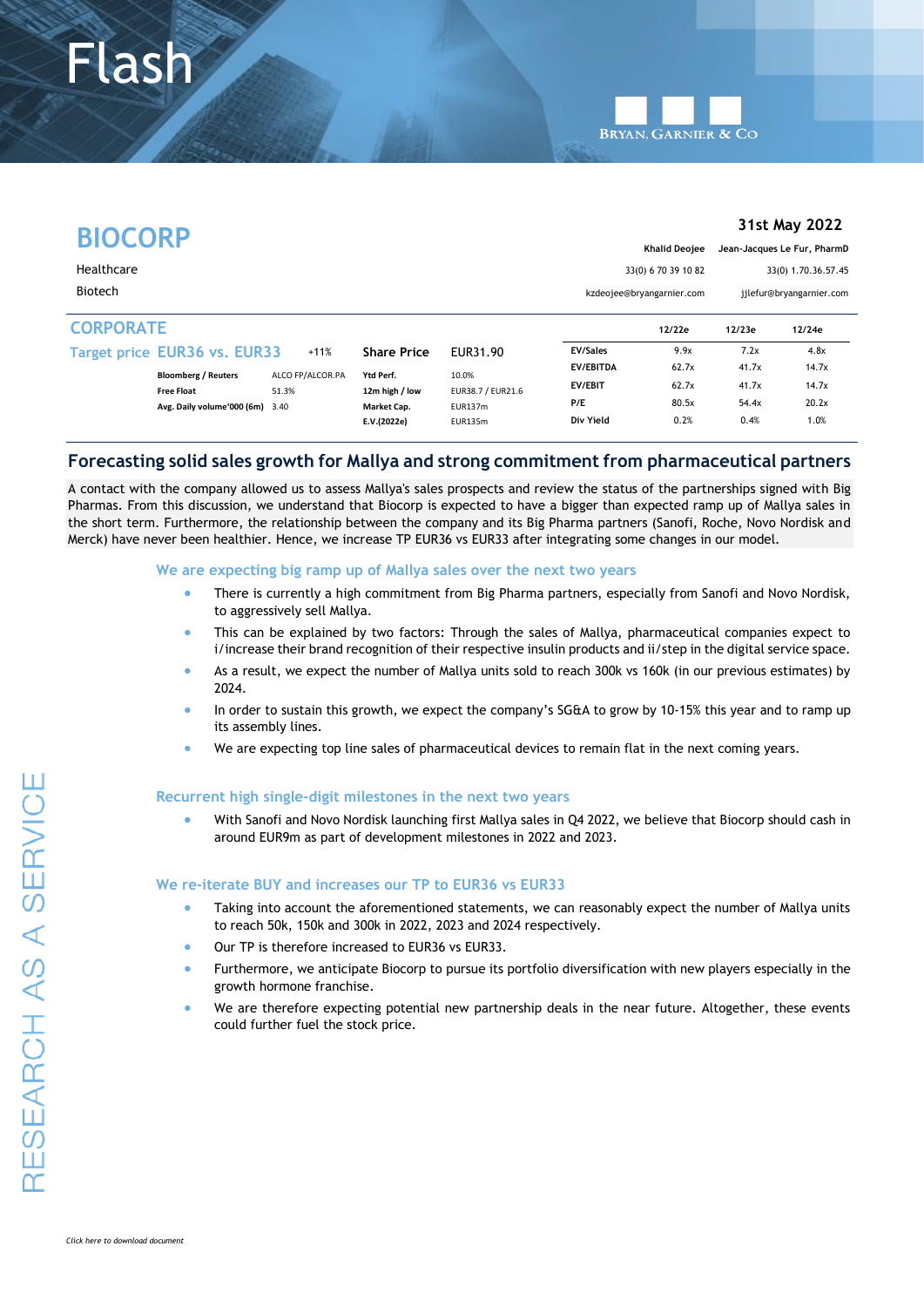# Flash

BRYAN, GARNIER & CO

# BIOCORP

**31st May 2022**

Healthcare

Biotech

| Khalid Deojee | Jean-Jacques Le Fur, PharmD |
|---|---|
| 33(0) 6 70 39 10 82 | 33(0) 1.70.36.57.45 |
| kzdeojee@bryangarnier.com | jjlefur@bryangarnier.com |

## CORPORATE

**Target price EUR36 vs. EUR33** +11%

| | | | |
|---|---|---|---|
| **Bloomberg / Reuters** | ALCO FP/ALCOR.PA | **Share Price** | EUR31.90 |
| **Free Float** | 51.3% | **Ytd Perf.** | 10.0% |
| **Avg. Daily volume'000 (6m)** | 3.40 | **12m high / low** | EUR38.7 / EUR21.6 |
| | | **Market Cap.** | EUR137m |
| | | **E.V.(2022e)** | EUR135m |

| | 12/22e | 12/23e | 12/24e |
|---|---|---|---|
| EV/Sales | 9.9x | 7.2x | 4.8x |
| EV/EBITDA | 62.7x | 41.7x | 14.7x |
| EV/EBIT | 62.7x | 41.7x | 14.7x |
| P/E | 80.5x | 54.4x | 20.2x |
| Div Yield | 0.2% | 0.4% | 1.0% |

## Forecasting solid sales growth for Mallya and strong commitment from pharmaceutical partners

A contact with the company allowed us to assess Mallya's sales prospects and review the status of the partnerships signed with Big Pharmas. From this discussion, we understand that Biocorp is expected to have a bigger than expected ramp up of Mallya sales in the short term. Furthermore, the relationship between the company and its Big Pharma partners (Sanofi, Roche, Novo Nordisk and Merck) have never been healthier. Hence, we increase TP EUR36 vs EUR33 after integrating some changes in our model.

### We are expecting big ramp up of Mallya sales over the next two years

- There is currently a high commitment from Big Pharma partners, especially from Sanofi and Novo Nordisk, to aggressively sell Mallya.
- This can be explained by two factors: Through the sales of Mallya, pharmaceutical companies expect to i/increase their brand recognition of their respective insulin products and ii/step in the digital service space.
- As a result, we expect the number of Mallya units sold to reach 300k vs 160k (in our previous estimates) by 2024.
- In order to sustain this growth, we expect the company's SG&A to grow by 10-15% this year and to ramp up its assembly lines.
- We are expecting top line sales of pharmaceutical devices to remain flat in the next coming years.

### Recurrent high single-digit milestones in the next two years

- With Sanofi and Novo Nordisk launching first Mallya sales in Q4 2022, we believe that Biocorp should cash in around EUR9m as part of development milestones in 2022 and 2023.

### We re-iterate BUY and increases our TP to EUR36 vs EUR33

- Taking into account the aforementioned statements, we can reasonably expect the number of Mallya units to reach 50k, 150k and 300k in 2022, 2023 and 2024 respectively.
- Our TP is therefore increased to EUR36 vs EUR33.
- Furthermore, we anticipate Biocorp to pursue its portfolio diversification with new players especially in the growth hormone franchise.
- We are therefore expecting potential new partnership deals in the near future. Altogether, these events could further fuel the stock price.

RESEARCH AS A SERVICE

*Click here to download document*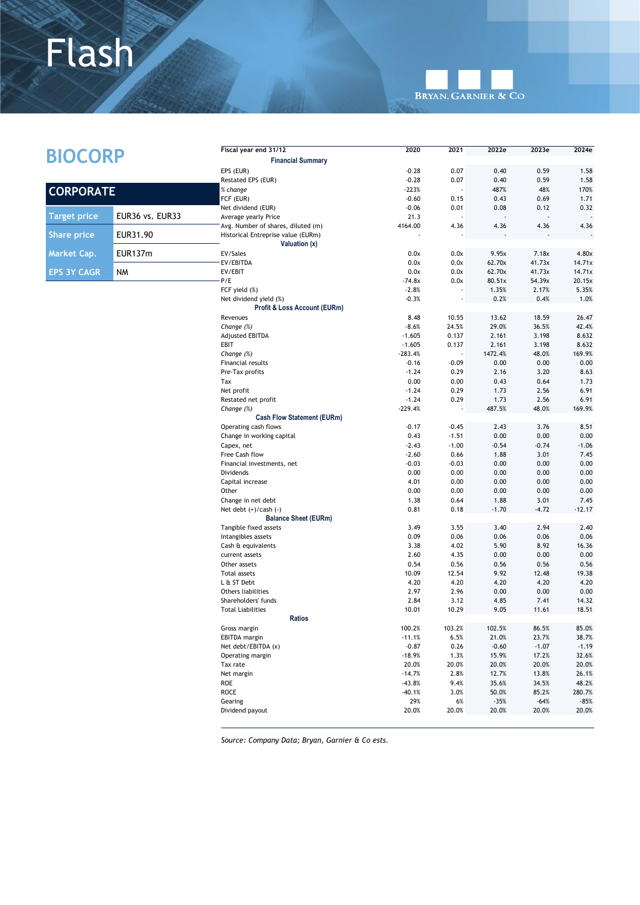# Flash

## BIOCORP

### CORPORATE

| | |
|---|---|
| Target price | EUR36 vs. EUR33 |
| Share price | EUR31.90 |
| Market Cap. | EUR137m |
| EPS 3Y CAGR | NM |

| Fiscal year end 31/12 | 2020 | 2021 | 2022e | 2023e | 2024e |
|---|---|---|---|---|---|
| **Financial Summary** | | | | | |
| EPS (EUR) | -0.28 | 0.07 | 0.40 | 0.59 | 1.58 |
| Restated EPS (EUR) | -0.28 | 0.07 | 0.40 | 0.59 | 1.58 |
| *% change* | -223% | - | 487% | 48% | 170% |
| FCF (EUR) | -0.60 | 0.15 | 0.43 | 0.69 | 1.71 |
| Net dividend (EUR) | -0.06 | 0.01 | 0.08 | 0.12 | 0.32 |
| Average yearly Price | 21.3 | - | - | - | - |
| Avg. Number of shares, diluted (m) | 4164.00 | 4.36 | 4.36 | 4.36 | 4.36 |
| Historical Entreprise value (EURm) | - | - | - | - | - |
| **Valuation (x)** | | | | | |
| EV/Sales | 0.0x | 0.0x | 9.95x | 7.18x | 4.80x |
| EV/EBITDA | 0.0x | 0.0x | 62.70x | 41.73x | 14.71x |
| EV/EBIT | 0.0x | 0.0x | 62.70x | 41.73x | 14.71x |
| P/E | -74.8x | 0.0x | 80.51x | 54.39x | 20.15x |
| FCF yield (%) | -2.8% | - | 1.35% | 2.17% | 5.35% |
| Net dividend yield (%) | -0.3% | - | 0.2% | 0.4% | 1.0% |
| **Profit & Loss Account (EURm)** | | | | | |
| Revenues | 8.48 | 10.55 | 13.62 | 18.59 | 26.47 |
| *Change (%)* | -8.6% | 24.5% | 29.0% | 36.5% | 42.4% |
| Adjusted EBITDA | -1.605 | 0.137 | 2.161 | 3.198 | 8.632 |
| EBIT | -1.605 | 0.137 | 2.161 | 3.198 | 8.632 |
| *Change (%)* | -283.4% | - | 1472.4% | 48.0% | 169.9% |
| Financial results | -0.16 | -0.09 | 0.00 | 0.00 | 0.00 |
| Pre-Tax profits | -1.24 | 0.29 | 2.16 | 3.20 | 8.63 |
| Tax | 0.00 | 0.00 | 0.43 | 0.64 | 1.73 |
| Net profit | -1.24 | 0.29 | 1.73 | 2.56 | 6.91 |
| Restated net profit | -1.24 | 0.29 | 1.73 | 2.56 | 6.91 |
| *Change (%)* | -229.4% | - | 487.5% | 48.0% | 169.9% |
| **Cash Flow Statement (EURm)** | | | | | |
| Operating cash flows | -0.17 | -0.45 | 2.43 | 3.76 | 8.51 |
| Change in working capital | 0.43 | -1.51 | 0.00 | 0.00 | 0.00 |
| Capex, net | -2.43 | -1.00 | -0.54 | -0.74 | -1.06 |
| Free Cash flow | -2.60 | 0.66 | 1.88 | 3.01 | 7.45 |
| Financial investments, net | -0.03 | -0.03 | 0.00 | 0.00 | 0.00 |
| Dividends | 0.00 | 0.00 | 0.00 | 0.00 | 0.00 |
| Capital increase | 4.01 | 0.00 | 0.00 | 0.00 | 0.00 |
| Other | 0.00 | 0.00 | 0.00 | 0.00 | 0.00 |
| Change in net debt | 1.38 | 0.64 | 1.88 | 3.01 | 7.45 |
| Net debt (+)/cash (-) | 0.81 | 0.18 | -1.70 | -4.72 | -12.17 |
| **Balance Sheet (EURm)** | | | | | |
| Tangible fixed assets | 3.49 | 3.55 | 3.40 | 2.94 | 2.40 |
| Intangibles assets | 0.09 | 0.06 | 0.06 | 0.06 | 0.06 |
| Cash & equivalents | 3.38 | 4.02 | 5.90 | 8.92 | 16.36 |
| current assets | 2.60 | 4.35 | 0.00 | 0.00 | 0.00 |
| Other assets | 0.54 | 0.56 | 0.56 | 0.56 | 0.56 |
| Total assets | 10.09 | 12.54 | 9.92 | 12.48 | 19.38 |
| L & ST Debt | 4.20 | 4.20 | 4.20 | 4.20 | 4.20 |
| Others liabilities | 2.97 | 2.96 | 0.00 | 0.00 | 0.00 |
| Shareholders' funds | 2.84 | 3.12 | 4.85 | 7.41 | 14.32 |
| Total Liabilities | 10.01 | 10.29 | 9.05 | 11.61 | 18.51 |
| **Ratios** | | | | | |
| Gross margin | 100.2% | 103.2% | 102.5% | 86.5% | 85.0% |
| EBITDA margin | -11.1% | 6.5% | 21.0% | 23.7% | 38.7% |
| Net debt/EBITDA (x) | -0.87 | 0.26 | -0.60 | -1.07 | -1.19 |
| Operating margin | -18.9% | 1.3% | 15.9% | 17.2% | 32.6% |
| Tax rate | 20.0% | 20.0% | 20.0% | 20.0% | 20.0% |
| Net margin | -14.7% | 2.8% | 12.7% | 13.8% | 26.1% |
| ROE | -43.8% | 9.4% | 35.6% | 34.5% | 48.2% |
| ROCE | -40.1% | 3.0% | 50.0% | 85.2% | 280.7% |
| Gearing | 29% | 6% | -35% | -64% | -85% |
| Dividend payout | 20.0% | 20.0% | 20.0% | 20.0% | 20.0% |

*Source: Company Data; Bryan, Garnier & Co ests.*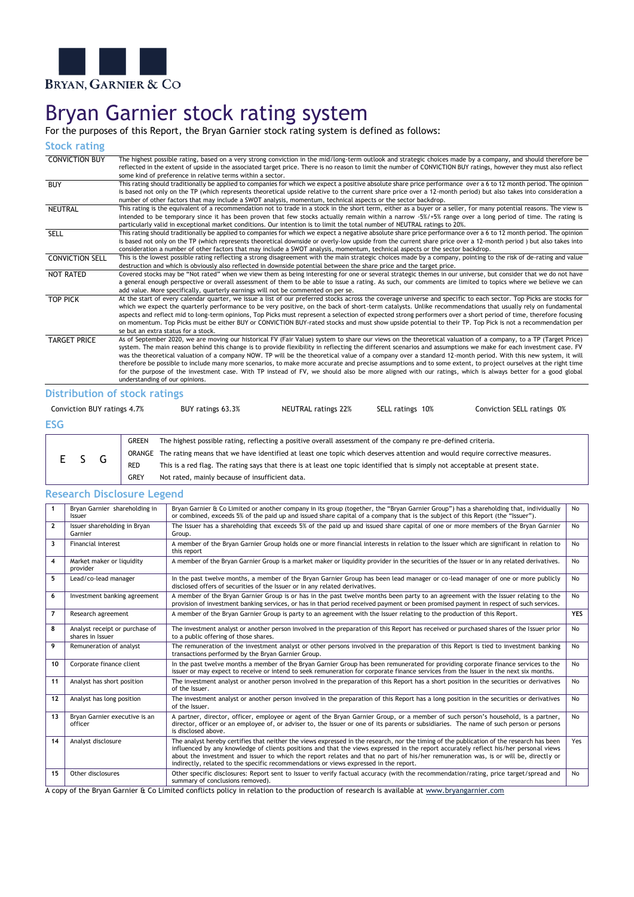BRYAN, GARNIER & CO

# Bryan Garnier stock rating system

For the purposes of this Report, the Bryan Garnier stock rating system is defined as follows:

## Stock rating

| | |
|---|---|
| CONVICTION BUY | The highest possible rating, based on a very strong conviction in the mid/long-term outlook and strategic choices made by a company, and should therefore be reflected in the extent of upside in the associated target price. There is no reason to limit the number of CONVICTION BUY ratings, however they must also reflect some kind of preference in relative terms within a sector. |
| BUY | This rating should traditionally be applied to companies for which we expect a positive absolute share price performance over a 6 to 12 month period. The opinion is based not only on the TP (which represents theoretical upside relative to the current share price over a 12-month period) but also takes into consideration a number of other factors that may include a SWOT analysis, momentum, technical aspects or the sector backdrop. |
| NEUTRAL | This rating is the equivalent of a recommendation not to trade in a stock in the short term, either as a buyer or a seller, for many potential reasons. The view is intended to be temporary since it has been proven that few stocks actually remain within a narrow -5%/+5% range over a long period of time. The rating is particularly valid in exceptional market conditions. Our intention is to limit the total number of NEUTRAL ratings to 20%. |
| SELL | This rating should traditionally be applied to companies for which we expect a negative absolute share price performance over a 6 to 12 month period. The opinion is based not only on the TP (which represents theoretical downside or overly-low upside from the current share price over a 12-month period ) but also takes into consideration a number of other factors that may include a SWOT analysis, momentum, technical aspects or the sector backdrop. |
| CONVICTION SELL | This is the lowest possible rating reflecting a strong disagreement with the main strategic choices made by a company, pointing to the risk of de-rating and value destruction and which is obviously also reflected in downside potential between the share price and the target price. |
| NOT RATED | Covered stocks may be "Not rated" when we view them as being interesting for one or several strategic themes in our universe, but consider that we do not have a general enough perspective or overall assessment of them to be able to issue a rating. As such, our comments are limited to topics where we believe we can add value. More specifically, quarterly earnings will not be commented on per se. |
| TOP PICK | At the start of every calendar quarter, we issue a list of our preferred stocks across the coverage universe and specific to each sector. Top Picks are stocks for which we expect the quarterly performance to be very positive, on the back of short-term catalysts. Unlike recommendations that usually rely on fundamental aspects and reflect mid to long-term opinions, Top Picks must represent a selection of expected strong performers over a short period of time, therefore focusing on momentum. Top Picks must be either BUY or CONVICTION BUY-rated stocks and must show upside potential to their TP. Top Pick is not a recommendation per se but an extra status for a stock. |
| TARGET PRICE | As of September 2020, we are moving our historical FV (Fair Value) system to share our views on the theoretical valuation of a company, to a TP (Target Price) system. The main reason behind this change is to provide flexibility in reflecting the different scenarios and assumptions we make for each investment case. FV was the theoretical valuation of a company NOW. TP will be the theoretical value of a company over a standard 12-month period. With this new system, it will therefore be possible to include many more scenarios, to make more accurate and precise assumptions and to some extent, to project ourselves at the right time for the purpose of the investment case. With TP instead of FV, we should also be more aligned with our ratings, which is always better for a good global understanding of our opinions. |

## Distribution of stock ratings

Conviction BUY ratings 4.7% | BUY ratings 63.3% | NEUTRAL ratings 22% | SELL ratings 10% | Conviction SELL ratings 0%

## ESG

| E S G | | |
|---|---|---|
| | GREEN | The highest possible rating, reflecting a positive overall assessment of the company re pre-defined criteria. |
| | ORANGE | The rating means that we have identified at least one topic which deserves attention and would require corrective measures. |
| | RED | This is a red flag. The rating says that there is at least one topic identified that is simply not acceptable at present state. |
| | GREY | Not rated, mainly because of insufficient data. |

## Research Disclosure Legend

| | | | |
|---|---|---|---|
| 1 | Bryan Garnier shareholding in Issuer | Bryan Garnier & Co Limited or another company in its group (together, the "Bryan Garnier Group") has a shareholding that, individually or combined, exceeds 5% of the paid up and issued share capital of a company that is the subject of this Report (the "Issuer"). | No |
| 2 | Issuer shareholding in Bryan Garnier | The Issuer has a shareholding that exceeds 5% of the paid up and issued share capital of one or more members of the Bryan Garnier Group. | No |
| 3 | Financial interest | A member of the Bryan Garnier Group holds one or more financial interests in relation to the Issuer which are significant in relation to this report | No |
| 4 | Market maker or liquidity provider | A member of the Bryan Garnier Group is a market maker or liquidity provider in the securities of the Issuer or in any related derivatives. | No |
| 5 | Lead/co-lead manager | In the past twelve months, a member of the Bryan Garnier Group has been lead manager or co-lead manager of one or more publicly disclosed offers of securities of the Issuer or in any related derivatives. | No |
| 6 | Investment banking agreement | A member of the Bryan Garnier Group is or has in the past twelve months been party to an agreement with the Issuer relating to the provision of investment banking services, or has in that period received payment or been promised payment in respect of such services. | No |
| 7 | Research agreement | A member of the Bryan Garnier Group is party to an agreement with the Issuer relating to the production of this Report. | YES |
| 8 | Analyst receipt or purchase of shares in Issuer | The investment analyst or another person involved in the preparation of this Report has received or purchased shares of the Issuer prior to a public offering of those shares. | No |
| 9 | Remuneration of analyst | The remuneration of the investment analyst or other persons involved in the preparation of this Report is tied to investment banking transactions performed by the Bryan Garnier Group. | No |
| 10 | Corporate finance client | In the past twelve months a member of the Bryan Garnier Group has been remunerated for providing corporate finance services to the issuer or may expect to receive or intend to seek remuneration for corporate finance services from the Issuer in the next six months. | No |
| 11 | Analyst has short position | The investment analyst or another person involved in the preparation of this Report has a short position in the securities or derivatives of the Issuer. | No |
| 12 | Analyst has long position | The investment analyst or another person involved in the preparation of this Report has a long position in the securities or derivatives of the Issuer. | No |
| 13 | Bryan Garnier executive is an officer | A partner, director, officer, employee or agent of the Bryan Garnier Group, or a member of such person's household, is a partner, director, officer or an employee of, or adviser to, the Issuer or one of its parents or subsidiaries. The name of such person or persons is disclosed above. | No |
| 14 | Analyst disclosure | The analyst hereby certifies that neither the views expressed in the research, nor the timing of the publication of the research has been influenced by any knowledge of clients positions and that the views expressed in the report accurately reflect his/her personal views about the investment and issuer to which the report relates and that no part of his/her remuneration was, is or will be, directly or indirectly, related to the specific recommendations or views expressed in the report. | Yes |
| 15 | Other disclosures | Other specific disclosures: Report sent to Issuer to verify factual accuracy (with the recommendation/rating, price target/spread and summary of conclusions removed). | No |

A copy of the Bryan Garnier & Co Limited conflicts policy in relation to the production of research is available at www.bryangarnier.com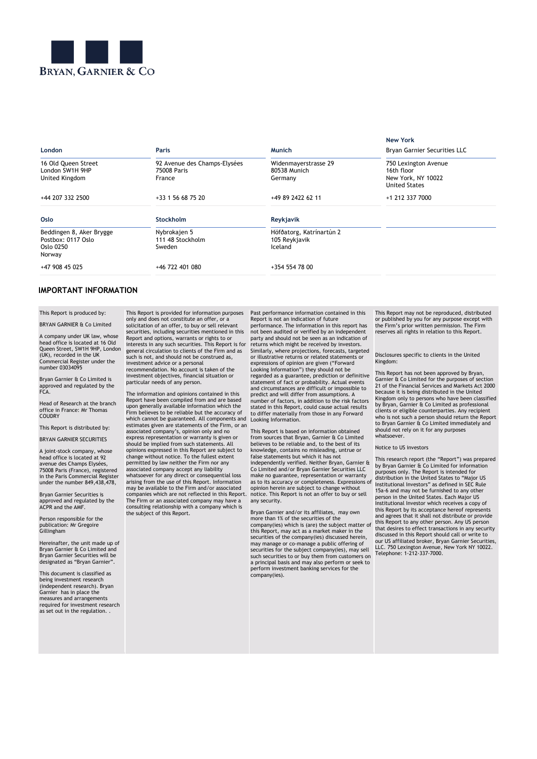**BRYAN, GARNIER & CO**

| London | Paris | Munich | New York<br>Bryan Garnier Securities LLC |
|---|---|---|---|
| 16 Old Queen Street<br>London SW1H 9HP<br>United Kingdom | 92 Avenue des Champs-Elysées<br>75008 Paris<br>France | Widenmayerstrasse 29<br>80538 Munich<br>Germany | 750 Lexington Avenue<br>16th floor<br>New York, NY 10022<br>United States |
| +44 207 332 2500 | +33 1 56 68 75 20 | +49 89 2422 62 11 | +1 212 337 7000 |
| **Oslo** | **Stockholm** | **Reykjavik** | |
| Beddingen 8, Aker Brygge<br>Postbox: 0117 Oslo<br>Oslo 0250<br>Norway | Nybrokajen 5<br>111 48 Stockholm<br>Sweden | Höfðatorg, Katrínartún 2<br>105 Reykjavik<br>Iceland | |
| +47 908 45 025 | +46 722 401 080 | +354 554 78 00 | |

## IMPORTANT INFORMATION

This Report is produced by:

BRYAN GARNIER & Co Limited

A company under UK law, whose head office is located at 16 Old Queen Street, SW1H 9HP, London (UK), recorded in the UK Commercial Register under the number 03034095

Bryan Garnier & Co Limited is approved and regulated by the FCA.

Head of Research at the branch office in France: Mr Thomas COUDRY

This Report is distributed by:

BRYAN GARNIER SECURITIES

A joint-stock company, whose head office is located at 92 avenue des Champs Elysées, 75008 Paris (France), registered in the Paris Commercial Register under the number 849,438,478,

Bryan Garnier Securities is approved and regulated by the ACPR and the AMF.

Person responsible for the publication: Mr Gregoire Gillingham

Hereinafter, the unit made up of Bryan Garnier & Co Limited and Bryan Garnier Securities will be designated as "Bryan Garnier".

This document is classified as being investment research (independent research). Bryan Garnier has in place the measures and arrangements required for investment research as set out in the regulation. .

This Report is provided for information purposes only and does not constitute an offer, or a solicitation of an offer, to buy or sell relevant securities, including securities mentioned in this Report and options, warrants or rights to or interests in any such securities. This Report is for general circulation to clients of the Firm and as such is not, and should not be construed as, investment advice or a personal recommendation. No account is taken of the investment objectives, financial situation or particular needs of any person.

The information and opinions contained in this Report have been compiled from and are based upon generally available information which the Firm believes to be reliable but the accuracy of which cannot be guaranteed. All components and estimates given are statements of the Firm, or an associated company's, opinion only and no express representation or warranty is given or should be implied from such statements. All opinions expressed in this Report are subject to change without notice. To the fullest extent permitted by law neither the Firm nor any associated company accept any liability whatsoever for any direct or consequential loss arising from the use of this Report. Information may be available to the Firm and/or associated companies which are not reflected in this Report. The Firm or an associated company may have a consulting relationship with a company which is the subject of this Report.

Past performance information contained in this Report is not an indication of future performance. The information in this report has not been audited or verified by an independent party and should not be seen as an indication of returns which might be received by investors. Similarly, where projections, forecasts, targeted or illustrative returns or related statements or expressions of opinion are given ("Forward Looking Information") they should not be regarded as a guarantee, prediction or definitive statement of fact or probability. Actual events and circumstances are difficult or impossible to predict and will differ from assumptions. A number of factors, in addition to the risk factors stated in this Report, could cause actual results to differ materially from those in any Forward Looking Information.

This Report is based on information obtained from sources that Bryan, Garnier & Co Limited believes to be reliable and, to the best of its knowledge, contains no misleading, untrue or false statements but which it has not independently verified. Neither Bryan, Garnier & Co Limited and/or Bryan Garnier Securities LLC make no guarantee, representation or warranty as to its accuracy or completeness. Expressions of opinion herein are subject to change without notice. This Report is not an offer to buy or sell any security.

Bryan Garnier and/or its affiliates, may own more than 1% of the securities of the company(ies) which is (are) the subject matter of this Report, may act as a market maker in the securities of the company(ies) discussed herein, may manage or co-manage a public offering of securities for the subject company(ies), may sell such securities to or buy them from customers on a principal basis and may also perform or seek to perform investment banking services for the company(ies).

This Report may not be reproduced, distributed or published by you for any purpose except with the Firm's prior written permission. The Firm reserves all rights in relation to this Report.

Disclosures specific to clients in the United Kingdom:

This Report has not been approved by Bryan, Garnier & Co Limited for the purposes of section 21 of the Financial Services and Markets Act 2000 because it is being distributed in the United Kingdom only to persons who have been classified by Bryan, Garnier & Co Limited as professional clients or eligible counterparties. Any recipient who is not such a person should return the Report to Bryan Garnier & Co Limited immediately and should not rely on it for any purposes whatsoever.

Notice to US investors

This research report (the "Report") was prepared by Bryan Garnier & Co Limited for information purposes only. The Report is intended for distribution in the United States to "Major US Institutional Investors" as defined in SEC Rule 15a-6 and may not be furnished to any other person in the United States. Each Major US Institutional Investor which receives a copy of this Report by its acceptance hereof represents and agrees that it shall not distribute or provide this Report to any other person. Any US person that desires to effect transactions in any security discussed in this Report should call or write to our US affiliated broker, Bryan Garnier Securities, LLC. 750 Lexington Avenue, New York NY 10022. Telephone: 1-212-337-7000.